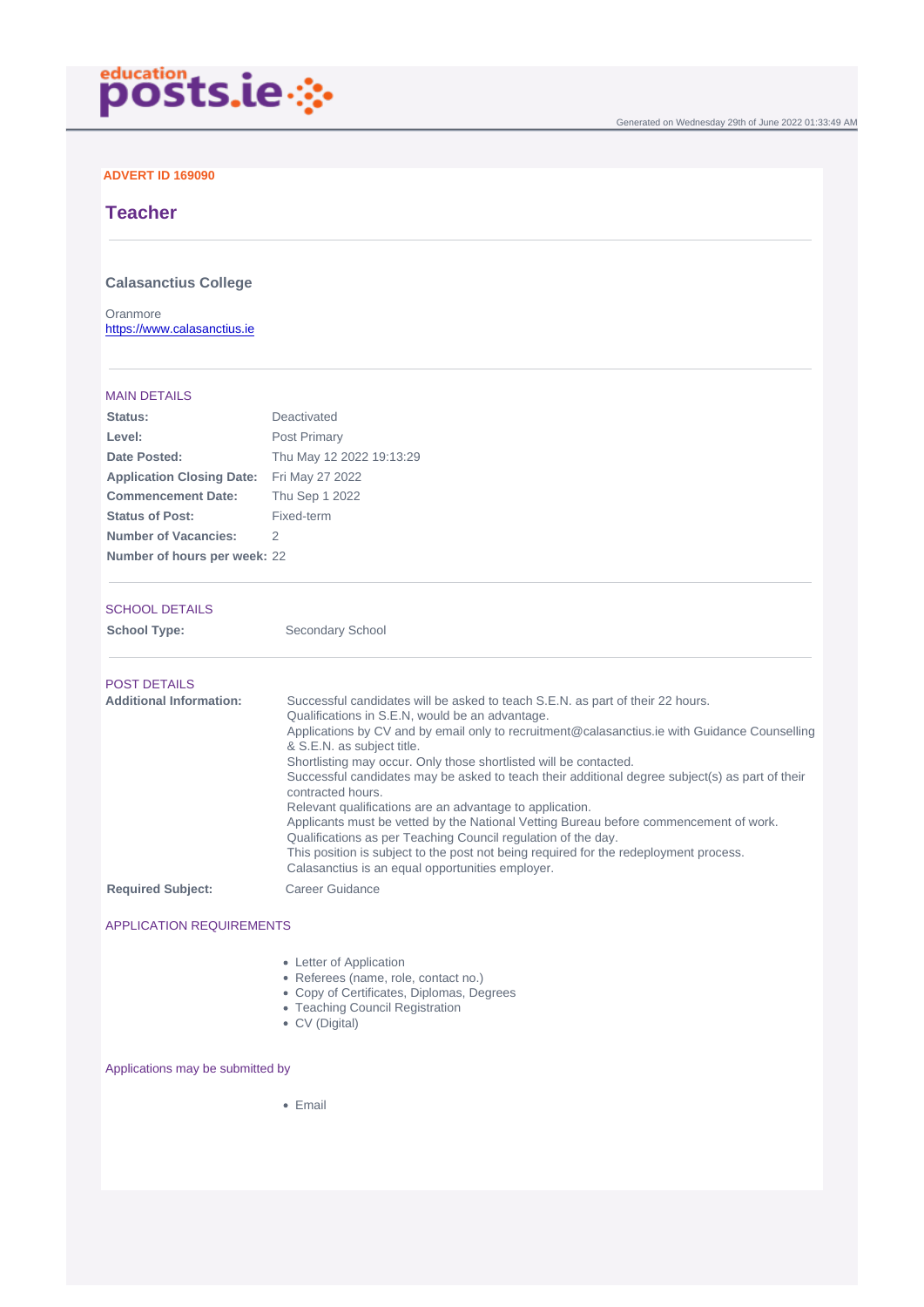educationposts.ie

Generated on Wednesday 29th of June 2022 01:33:49 AM

**ADVERT ID 169090**

# Teacher

## Calasanctius College

Oranmore
https://www.calasanctius.ie

### MAIN DETAILS

| | |
|---|---|
| **Status:** | Deactivated |
| **Level:** | Post Primary |
| **Date Posted:** | Thu May 12 2022 19:13:29 |
| **Application Closing Date:** | Fri May 27 2022 |
| **Commencement Date:** | Thu Sep 1 2022 |
| **Status of Post:** | Fixed-term |
| **Number of Vacancies:** | 2 |
| **Number of hours per week:** | 22 |

### SCHOOL DETAILS

| | |
|---|---|
| **School Type:** | Secondary School |

### POST DETAILS

**Additional Information:**

Successful candidates will be asked to teach S.E.N. as part of their 22 hours.
Qualifications in S.E.N, would be an advantage.
Applications by CV and by email only to recruitment@calasanctius.ie with Guidance Counselling & S.E.N. as subject title.
Shortlisting may occur. Only those shortlisted will be contacted.
Successful candidates may be asked to teach their additional degree subject(s) as part of their contracted hours.
Relevant qualifications are an advantage to application.
Applicants must be vetted by the National Vetting Bureau before commencement of work.
Qualifications as per Teaching Council regulation of the day.
This position is subject to the post not being required for the redeployment process.
Calasanctius is an equal opportunities employer.

**Required Subject:** Career Guidance

### APPLICATION REQUIREMENTS

- Letter of Application
- Referees (name, role, contact no.)
- Copy of Certificates, Diplomas, Degrees
- Teaching Council Registration
- CV (Digital)

### Applications may be submitted by

- Email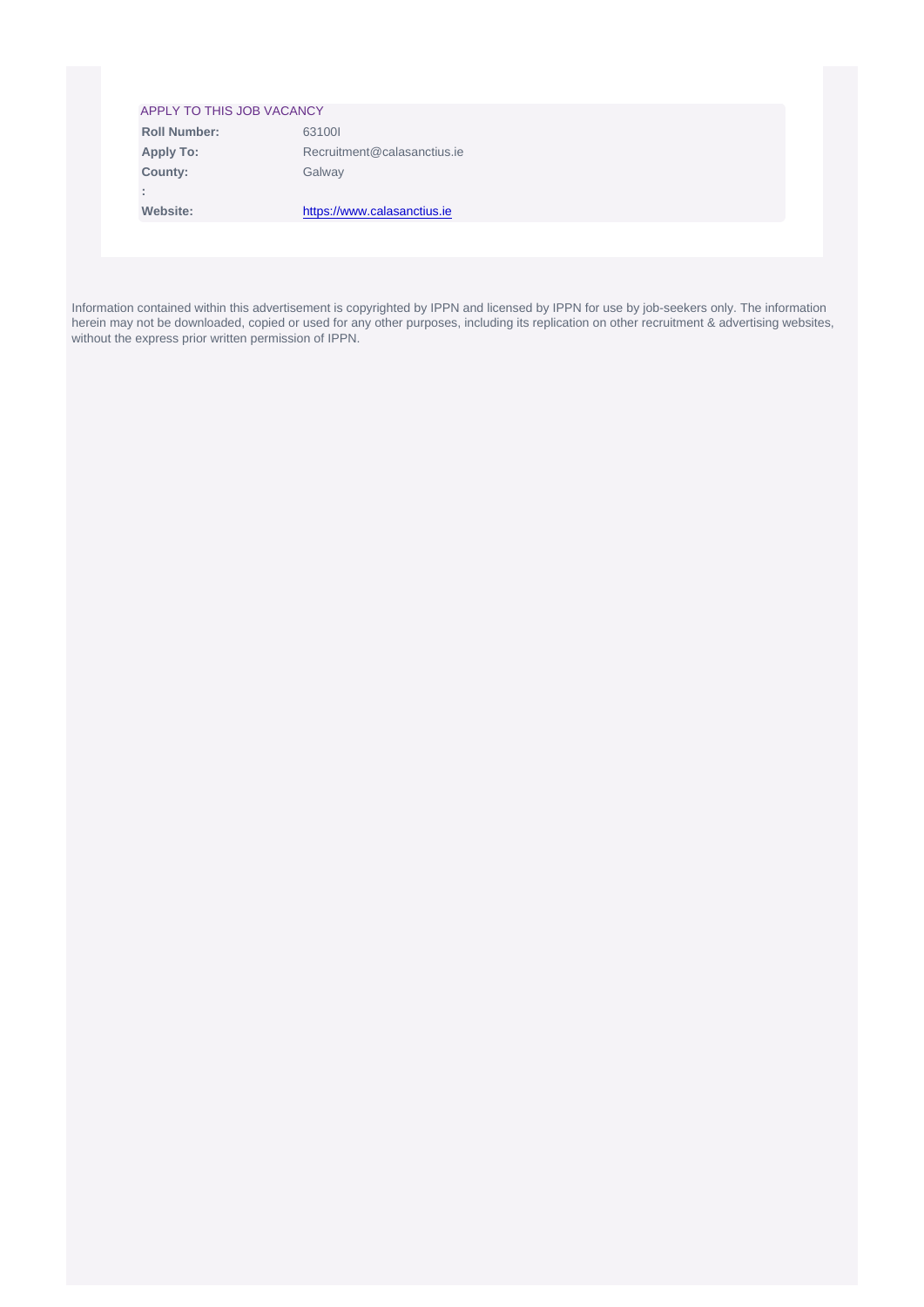APPLY TO THIS JOB VACANCY

| | |
|---|---|
| **Roll Number:** | 63100I |
| **Apply To:** | Recruitment@calasanctius.ie |
| **County:** | Galway |
| **:** | |
| **Website:** | https://www.calasanctius.ie |

Information contained within this advertisement is copyrighted by IPPN and licensed by IPPN for use by job-seekers only. The information herein may not be downloaded, copied or used for any other purposes, including its replication on other recruitment & advertising websites, without the express prior written permission of IPPN.